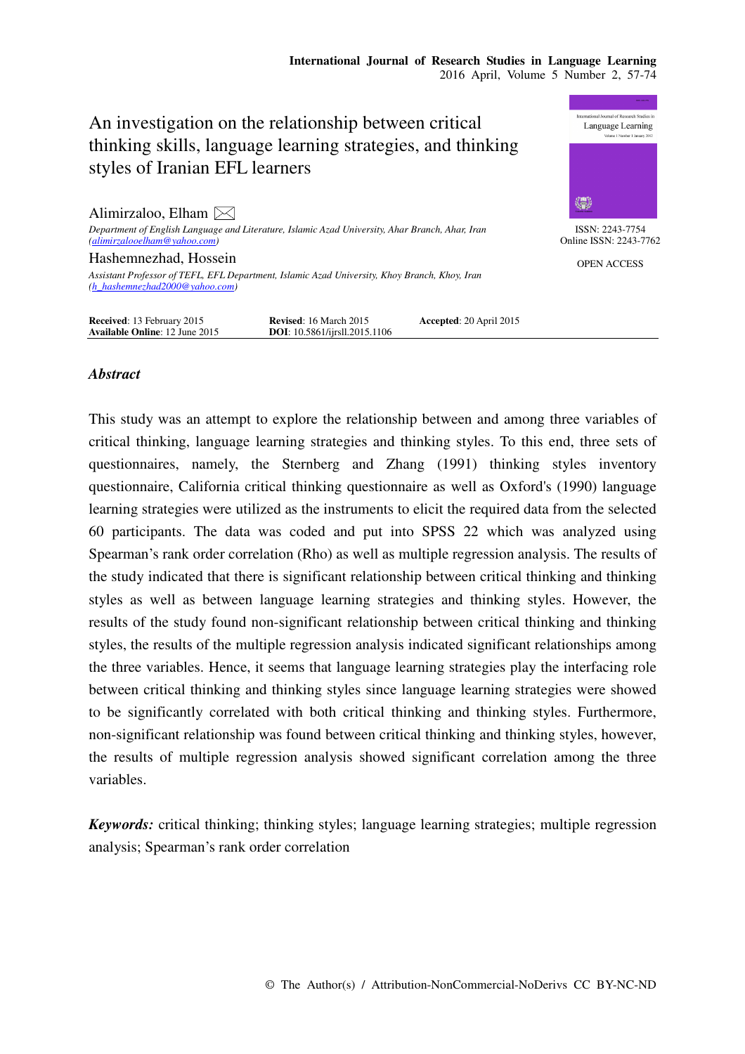# An investigation on the relationship between critical thinking skills, language learning strategies, and thinking styles of Iranian EFL learners

ISSN: 2243-7754
Online ISSN: 2243-7762

OPEN ACCESS

**Alimirzaloo, Elham** ✉

*Department of English Language and Literature, Islamic Azad University, Ahar Branch, Ahar, Iran (alimirzalooelham@yahoo.com)*

**Hashemnezhad, Hossein**

*Assistant Professor of TEFL, EFL Department, Islamic Azad University, Khoy Branch, Khoy, Iran (h_hashemnezhad2000@yahoo.com)*

**Received**: 13 February 2015 **Revised**: 16 March 2015 **Accepted**: 20 April 2015
**Available Online**: 12 June 2015 **DOI**: 10.5861/ijrsll.2015.1106

## *Abstract*

This study was an attempt to explore the relationship between and among three variables of critical thinking, language learning strategies and thinking styles. To this end, three sets of questionnaires, namely, the Sternberg and Zhang (1991) thinking styles inventory questionnaire, California critical thinking questionnaire as well as Oxford's (1990) language learning strategies were utilized as the instruments to elicit the required data from the selected 60 participants. The data was coded and put into SPSS 22 which was analyzed using Spearman's rank order correlation (Rho) as well as multiple regression analysis. The results of the study indicated that there is significant relationship between critical thinking and thinking styles as well as between language learning strategies and thinking styles. However, the results of the study found non-significant relationship between critical thinking and thinking styles, the results of the multiple regression analysis indicated significant relationships among the three variables. Hence, it seems that language learning strategies play the interfacing role between critical thinking and thinking styles since language learning strategies were showed to be significantly correlated with both critical thinking and thinking styles. Furthermore, non-significant relationship was found between critical thinking and thinking styles, however, the results of multiple regression analysis showed significant correlation among the three variables.

***Keywords:*** critical thinking; thinking styles; language learning strategies; multiple regression analysis; Spearman's rank order correlation

© The Author(s) / Attribution-NonCommercial-NoDerivs CC BY-NC-ND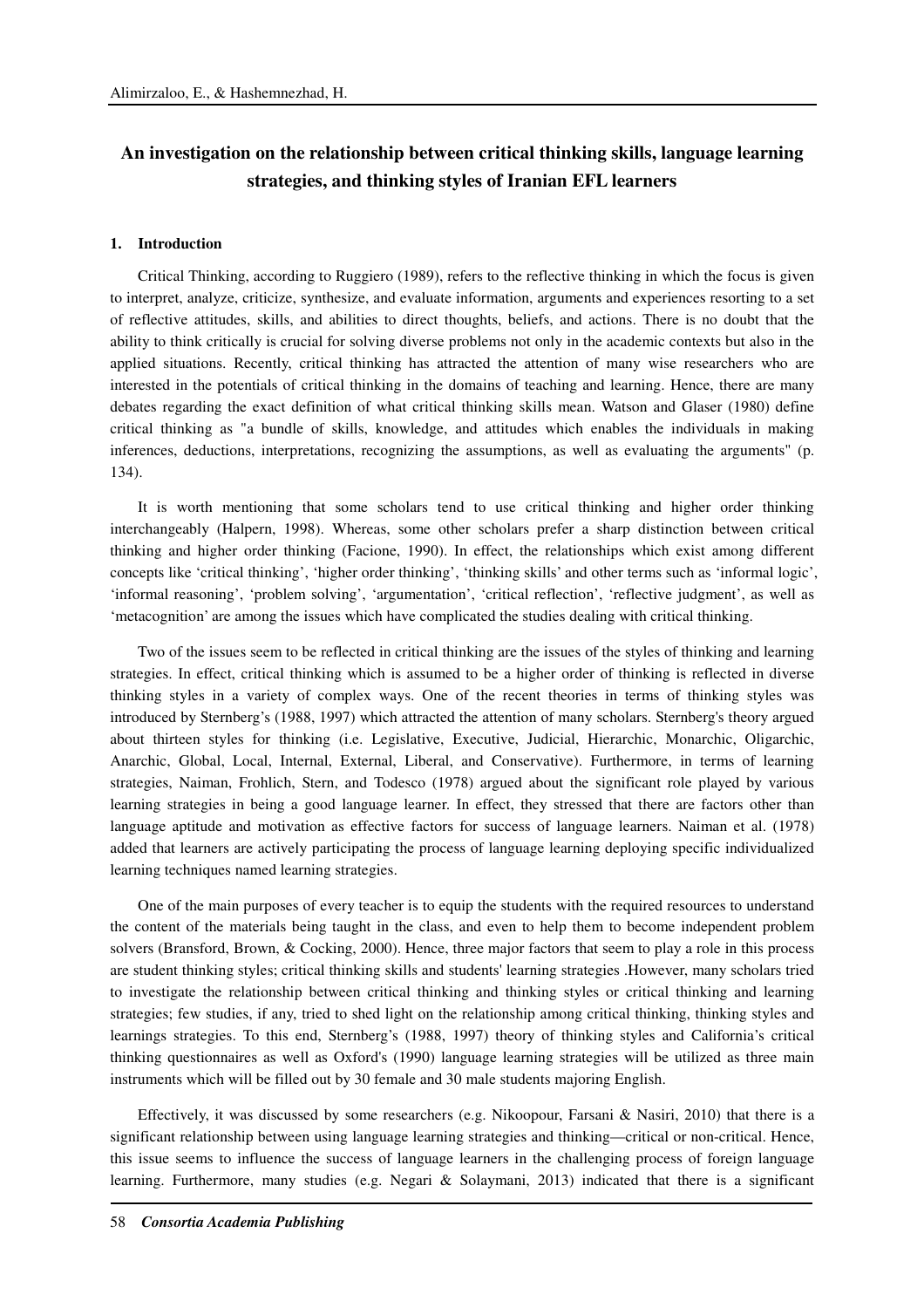# An investigation on the relationship between critical thinking skills, language learning strategies, and thinking styles of Iranian EFL learners

## 1. Introduction

Critical Thinking, according to Ruggiero (1989), refers to the reflective thinking in which the focus is given to interpret, analyze, criticize, synthesize, and evaluate information, arguments and experiences resorting to a set of reflective attitudes, skills, and abilities to direct thoughts, beliefs, and actions. There is no doubt that the ability to think critically is crucial for solving diverse problems not only in the academic contexts but also in the applied situations. Recently, critical thinking has attracted the attention of many wise researchers who are interested in the potentials of critical thinking in the domains of teaching and learning. Hence, there are many debates regarding the exact definition of what critical thinking skills mean. Watson and Glaser (1980) define critical thinking as "a bundle of skills, knowledge, and attitudes which enables the individuals in making inferences, deductions, interpretations, recognizing the assumptions, as well as evaluating the arguments" (p. 134).

It is worth mentioning that some scholars tend to use critical thinking and higher order thinking interchangeably (Halpern, 1998). Whereas, some other scholars prefer a sharp distinction between critical thinking and higher order thinking (Facione, 1990). In effect, the relationships which exist among different concepts like 'critical thinking', 'higher order thinking', 'thinking skills' and other terms such as 'informal logic', 'informal reasoning', 'problem solving', 'argumentation', 'critical reflection', 'reflective judgment', as well as 'metacognition' are among the issues which have complicated the studies dealing with critical thinking.

Two of the issues seem to be reflected in critical thinking are the issues of the styles of thinking and learning strategies. In effect, critical thinking which is assumed to be a higher order of thinking is reflected in diverse thinking styles in a variety of complex ways. One of the recent theories in terms of thinking styles was introduced by Sternberg's (1988, 1997) which attracted the attention of many scholars. Sternberg's theory argued about thirteen styles for thinking (i.e. Legislative, Executive, Judicial, Hierarchic, Monarchic, Oligarchic, Anarchic, Global, Local, Internal, External, Liberal, and Conservative). Furthermore, in terms of learning strategies, Naiman, Frohlich, Stern, and Todesco (1978) argued about the significant role played by various learning strategies in being a good language learner. In effect, they stressed that there are factors other than language aptitude and motivation as effective factors for success of language learners. Naiman et al. (1978) added that learners are actively participating the process of language learning deploying specific individualized learning techniques named learning strategies.

One of the main purposes of every teacher is to equip the students with the required resources to understand the content of the materials being taught in the class, and even to help them to become independent problem solvers (Bransford, Brown, & Cocking, 2000). Hence, three major factors that seem to play a role in this process are student thinking styles; critical thinking skills and students' learning strategies .However, many scholars tried to investigate the relationship between critical thinking and thinking styles or critical thinking and learning strategies; few studies, if any, tried to shed light on the relationship among critical thinking, thinking styles and learnings strategies. To this end, Sternberg's (1988, 1997) theory of thinking styles and California's critical thinking questionnaires as well as Oxford's (1990) language learning strategies will be utilized as three main instruments which will be filled out by 30 female and 30 male students majoring English.

Effectively, it was discussed by some researchers (e.g. Nikoopour, Farsani & Nasiri, 2010) that there is a significant relationship between using language learning strategies and thinking—critical or non-critical. Hence, this issue seems to influence the success of language learners in the challenging process of foreign language learning. Furthermore, many studies (e.g. Negari & Solaymani, 2013) indicated that there is a significant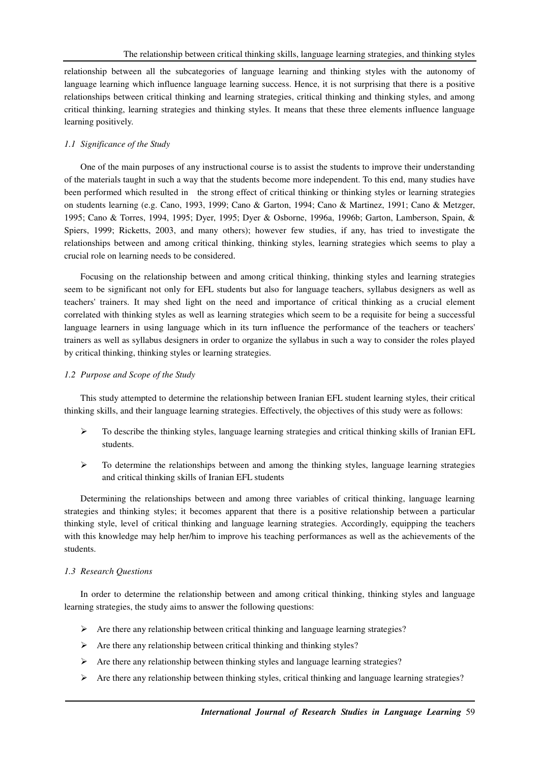relationship between all the subcategories of language learning and thinking styles with the autonomy of language learning which influence language learning success. Hence, it is not surprising that there is a positive relationships between critical thinking and learning strategies, critical thinking and thinking styles, and among critical thinking, learning strategies and thinking styles. It means that these three elements influence language learning positively.

### *1.1 Significance of the Study*

One of the main purposes of any instructional course is to assist the students to improve their understanding of the materials taught in such a way that the students become more independent. To this end, many studies have been performed which resulted in the strong effect of critical thinking or thinking styles or learning strategies on students learning (e.g. Cano, 1993, 1999; Cano & Garton, 1994; Cano & Martinez, 1991; Cano & Metzger, 1995; Cano & Torres, 1994, 1995; Dyer, 1995; Dyer & Osborne, 1996a, 1996b; Garton, Lamberson, Spain, & Spiers, 1999; Ricketts, 2003, and many others); however few studies, if any, has tried to investigate the relationships between and among critical thinking, thinking styles, learning strategies which seems to play a crucial role on learning needs to be considered.

Focusing on the relationship between and among critical thinking, thinking styles and learning strategies seem to be significant not only for EFL students but also for language teachers, syllabus designers as well as teachers' trainers. It may shed light on the need and importance of critical thinking as a crucial element correlated with thinking styles as well as learning strategies which seem to be a requisite for being a successful language learners in using language which in its turn influence the performance of the teachers or teachers' trainers as well as syllabus designers in order to organize the syllabus in such a way to consider the roles played by critical thinking, thinking styles or learning strategies.

### *1.2 Purpose and Scope of the Study*

This study attempted to determine the relationship between Iranian EFL student learning styles, their critical thinking skills, and their language learning strategies. Effectively, the objectives of this study were as follows:

- To describe the thinking styles, language learning strategies and critical thinking skills of Iranian EFL students.
- To determine the relationships between and among the thinking styles, language learning strategies and critical thinking skills of Iranian EFL students

Determining the relationships between and among three variables of critical thinking, language learning strategies and thinking styles; it becomes apparent that there is a positive relationship between a particular thinking style, level of critical thinking and language learning strategies. Accordingly, equipping the teachers with this knowledge may help her/him to improve his teaching performances as well as the achievements of the students.

### *1.3 Research Questions*

In order to determine the relationship between and among critical thinking, thinking styles and language learning strategies, the study aims to answer the following questions:

- Are there any relationship between critical thinking and language learning strategies?
- Are there any relationship between critical thinking and thinking styles?
- Are there any relationship between thinking styles and language learning strategies?
- Are there any relationship between thinking styles, critical thinking and language learning strategies?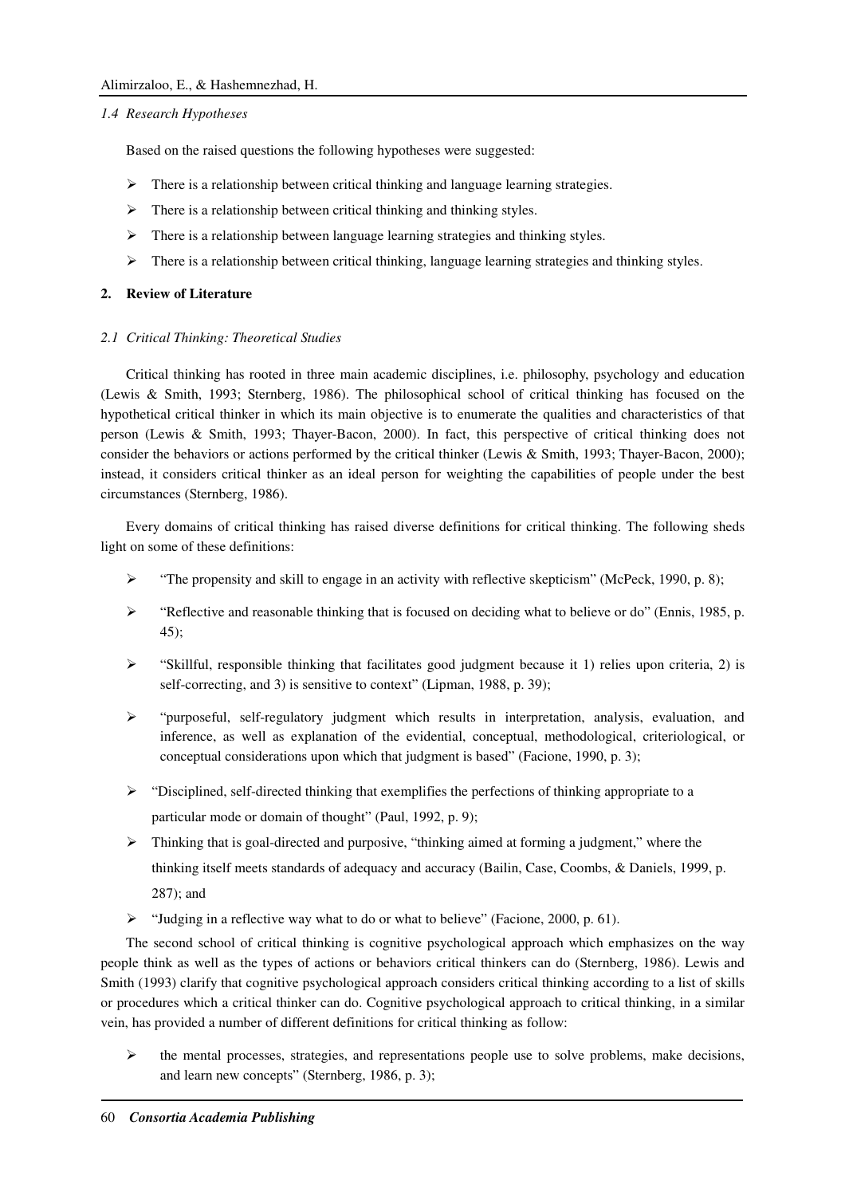### *1.4 Research Hypotheses*

Based on the raised questions the following hypotheses were suggested:

- There is a relationship between critical thinking and language learning strategies.
- There is a relationship between critical thinking and thinking styles.
- There is a relationship between language learning strategies and thinking styles.
- There is a relationship between critical thinking, language learning strategies and thinking styles.

## 2. Review of Literature

### *2.1 Critical Thinking: Theoretical Studies*

Critical thinking has rooted in three main academic disciplines, i.e. philosophy, psychology and education (Lewis & Smith, 1993; Sternberg, 1986). The philosophical school of critical thinking has focused on the hypothetical critical thinker in which its main objective is to enumerate the qualities and characteristics of that person (Lewis & Smith, 1993; Thayer-Bacon, 2000). In fact, this perspective of critical thinking does not consider the behaviors or actions performed by the critical thinker (Lewis & Smith, 1993; Thayer-Bacon, 2000); instead, it considers critical thinker as an ideal person for weighting the capabilities of people under the best circumstances (Sternberg, 1986).

Every domains of critical thinking has raised diverse definitions for critical thinking. The following sheds light on some of these definitions:

- "The propensity and skill to engage in an activity with reflective skepticism" (McPeck, 1990, p. 8);
- "Reflective and reasonable thinking that is focused on deciding what to believe or do" (Ennis, 1985, p. 45);
- "Skillful, responsible thinking that facilitates good judgment because it 1) relies upon criteria, 2) is self-correcting, and 3) is sensitive to context" (Lipman, 1988, p. 39);
- "purposeful, self-regulatory judgment which results in interpretation, analysis, evaluation, and inference, as well as explanation of the evidential, conceptual, methodological, criteriological, or conceptual considerations upon which that judgment is based" (Facione, 1990, p. 3);
- "Disciplined, self-directed thinking that exemplifies the perfections of thinking appropriate to a particular mode or domain of thought" (Paul, 1992, p. 9);
- Thinking that is goal-directed and purposive, "thinking aimed at forming a judgment," where the thinking itself meets standards of adequacy and accuracy (Bailin, Case, Coombs, & Daniels, 1999, p. 287); and
- "Judging in a reflective way what to do or what to believe" (Facione, 2000, p. 61).

The second school of critical thinking is cognitive psychological approach which emphasizes on the way people think as well as the types of actions or behaviors critical thinkers can do (Sternberg, 1986). Lewis and Smith (1993) clarify that cognitive psychological approach considers critical thinking according to a list of skills or procedures which a critical thinker can do. Cognitive psychological approach to critical thinking, in a similar vein, has provided a number of different definitions for critical thinking as follow:

- the mental processes, strategies, and representations people use to solve problems, make decisions, and learn new concepts" (Sternberg, 1986, p. 3);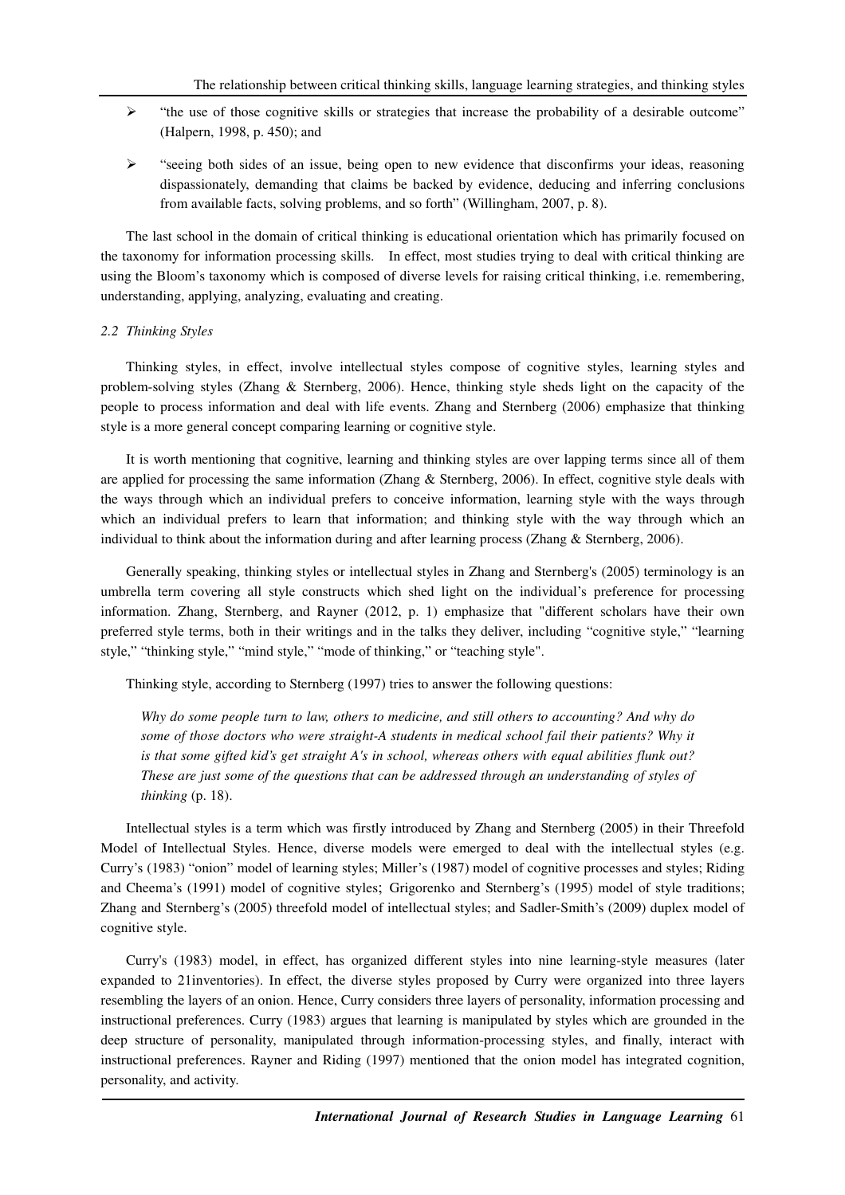- "the use of those cognitive skills or strategies that increase the probability of a desirable outcome" (Halpern, 1998, p. 450); and

- "seeing both sides of an issue, being open to new evidence that disconfirms your ideas, reasoning dispassionately, demanding that claims be backed by evidence, deducing and inferring conclusions from available facts, solving problems, and so forth" (Willingham, 2007, p. 8).

The last school in the domain of critical thinking is educational orientation which has primarily focused on the taxonomy for information processing skills. In effect, most studies trying to deal with critical thinking are using the Bloom's taxonomy which is composed of diverse levels for raising critical thinking, i.e. remembering, understanding, applying, analyzing, evaluating and creating.

### *2.2 Thinking Styles*

Thinking styles, in effect, involve intellectual styles compose of cognitive styles, learning styles and problem-solving styles (Zhang & Sternberg, 2006). Hence, thinking style sheds light on the capacity of the people to process information and deal with life events. Zhang and Sternberg (2006) emphasize that thinking style is a more general concept comparing learning or cognitive style.

It is worth mentioning that cognitive, learning and thinking styles are over lapping terms since all of them are applied for processing the same information (Zhang & Sternberg, 2006). In effect, cognitive style deals with the ways through which an individual prefers to conceive information, learning style with the ways through which an individual prefers to learn that information; and thinking style with the way through which an individual to think about the information during and after learning process (Zhang & Sternberg, 2006).

Generally speaking, thinking styles or intellectual styles in Zhang and Sternberg's (2005) terminology is an umbrella term covering all style constructs which shed light on the individual's preference for processing information. Zhang, Sternberg, and Rayner (2012, p. 1) emphasize that "different scholars have their own preferred style terms, both in their writings and in the talks they deliver, including "cognitive style," "learning style," "thinking style," "mind style," "mode of thinking," or "teaching style".

Thinking style, according to Sternberg (1997) tries to answer the following questions:

> *Why do some people turn to law, others to medicine, and still others to accounting? And why do some of those doctors who were straight-A students in medical school fail their patients? Why it is that some gifted kid's get straight A's in school, whereas others with equal abilities flunk out? These are just some of the questions that can be addressed through an understanding of styles of thinking* (p. 18).

Intellectual styles is a term which was firstly introduced by Zhang and Sternberg (2005) in their Threefold Model of Intellectual Styles. Hence, diverse models were emerged to deal with the intellectual styles (e.g. Curry's (1983) "onion" model of learning styles; Miller's (1987) model of cognitive processes and styles; Riding and Cheema's (1991) model of cognitive styles; Grigorenko and Sternberg's (1995) model of style traditions; Zhang and Sternberg's (2005) threefold model of intellectual styles; and Sadler-Smith's (2009) duplex model of cognitive style.

Curry's (1983) model, in effect, has organized different styles into nine learning-style measures (later expanded to 21inventories). In effect, the diverse styles proposed by Curry were organized into three layers resembling the layers of an onion. Hence, Curry considers three layers of personality, information processing and instructional preferences. Curry (1983) argues that learning is manipulated by styles which are grounded in the deep structure of personality, manipulated through information-processing styles, and finally, interact with instructional preferences. Rayner and Riding (1997) mentioned that the onion model has integrated cognition, personality, and activity.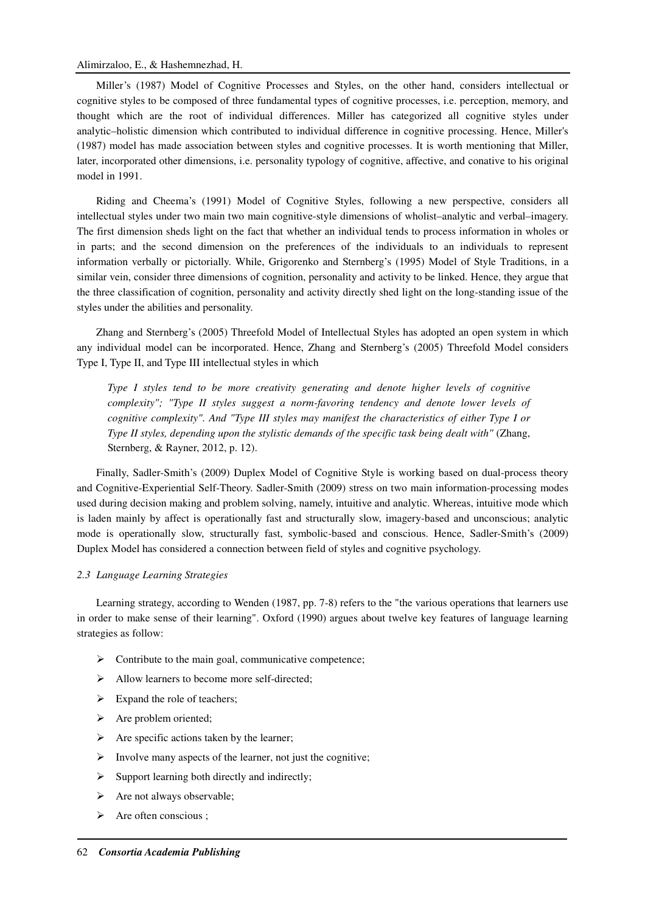Miller's (1987) Model of Cognitive Processes and Styles, on the other hand, considers intellectual or cognitive styles to be composed of three fundamental types of cognitive processes, i.e. perception, memory, and thought which are the root of individual differences. Miller has categorized all cognitive styles under analytic–holistic dimension which contributed to individual difference in cognitive processing. Hence, Miller's (1987) model has made association between styles and cognitive processes. It is worth mentioning that Miller, later, incorporated other dimensions, i.e. personality typology of cognitive, affective, and conative to his original model in 1991.

Riding and Cheema's (1991) Model of Cognitive Styles, following a new perspective, considers all intellectual styles under two main two main cognitive-style dimensions of wholist–analytic and verbal–imagery. The first dimension sheds light on the fact that whether an individual tends to process information in wholes or in parts; and the second dimension on the preferences of the individuals to an individuals to represent information verbally or pictorially. While, Grigorenko and Sternberg's (1995) Model of Style Traditions, in a similar vein, consider three dimensions of cognition, personality and activity to be linked. Hence, they argue that the three classification of cognition, personality and activity directly shed light on the long-standing issue of the styles under the abilities and personality.

Zhang and Sternberg's (2005) Threefold Model of Intellectual Styles has adopted an open system in which any individual model can be incorporated. Hence, Zhang and Sternberg's (2005) Threefold Model considers Type I, Type II, and Type III intellectual styles in which

> *Type I styles tend to be more creativity generating and denote higher levels of cognitive complexity"; "Type II styles suggest a norm-favoring tendency and denote lower levels of cognitive complexity". And "Type III styles may manifest the characteristics of either Type I or Type II styles, depending upon the stylistic demands of the specific task being dealt with"* (Zhang, Sternberg, & Rayner, 2012, p. 12).

Finally, Sadler-Smith's (2009) Duplex Model of Cognitive Style is working based on dual-process theory and Cognitive-Experiential Self-Theory. Sadler-Smith (2009) stress on two main information-processing modes used during decision making and problem solving, namely, intuitive and analytic. Whereas, intuitive mode which is laden mainly by affect is operationally fast and structurally slow, imagery-based and unconscious; analytic mode is operationally slow, structurally fast, symbolic-based and conscious. Hence, Sadler-Smith's (2009) Duplex Model has considered a connection between field of styles and cognitive psychology.

### *2.3 Language Learning Strategies*

Learning strategy, according to Wenden (1987, pp. 7-8) refers to the "the various operations that learners use in order to make sense of their learning". Oxford (1990) argues about twelve key features of language learning strategies as follow:

- Contribute to the main goal, communicative competence;
- Allow learners to become more self-directed;
- Expand the role of teachers;
- Are problem oriented;
- Are specific actions taken by the learner;
- Involve many aspects of the learner, not just the cognitive;
- Support learning both directly and indirectly;
- Are not always observable;
- Are often conscious ;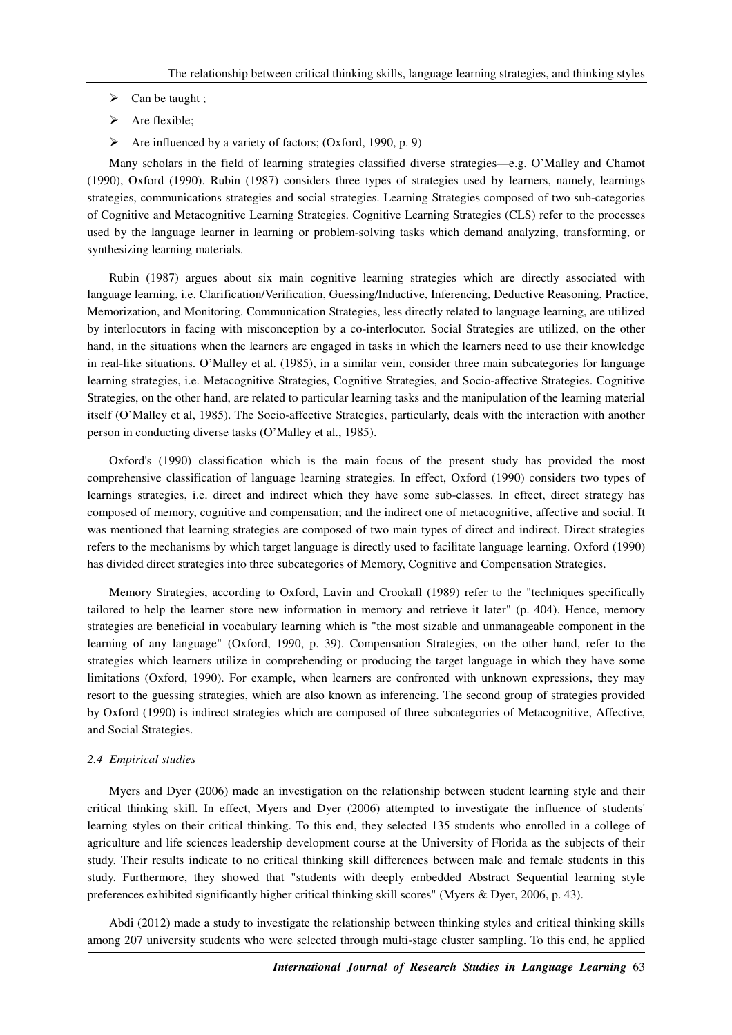- Can be taught ;
- Are flexible;
- Are influenced by a variety of factors; (Oxford, 1990, p. 9)

Many scholars in the field of learning strategies classified diverse strategies—e.g. O'Malley and Chamot (1990), Oxford (1990). Rubin (1987) considers three types of strategies used by learners, namely, learnings strategies, communications strategies and social strategies. Learning Strategies composed of two sub-categories of Cognitive and Metacognitive Learning Strategies. Cognitive Learning Strategies (CLS) refer to the processes used by the language learner in learning or problem-solving tasks which demand analyzing, transforming, or synthesizing learning materials.

Rubin (1987) argues about six main cognitive learning strategies which are directly associated with language learning, i.e. Clarification/Verification, Guessing/Inductive, Inferencing, Deductive Reasoning, Practice, Memorization, and Monitoring. Communication Strategies, less directly related to language learning, are utilized by interlocutors in facing with misconception by a co-interlocutor. Social Strategies are utilized, on the other hand, in the situations when the learners are engaged in tasks in which the learners need to use their knowledge in real-like situations. O'Malley et al. (1985), in a similar vein, consider three main subcategories for language learning strategies, i.e. Metacognitive Strategies, Cognitive Strategies, and Socio-affective Strategies. Cognitive Strategies, on the other hand, are related to particular learning tasks and the manipulation of the learning material itself (O'Malley et al, 1985). The Socio-affective Strategies, particularly, deals with the interaction with another person in conducting diverse tasks (O'Malley et al., 1985).

Oxford's (1990) classification which is the main focus of the present study has provided the most comprehensive classification of language learning strategies. In effect, Oxford (1990) considers two types of learnings strategies, i.e. direct and indirect which they have some sub-classes. In effect, direct strategy has composed of memory, cognitive and compensation; and the indirect one of metacognitive, affective and social. It was mentioned that learning strategies are composed of two main types of direct and indirect. Direct strategies refers to the mechanisms by which target language is directly used to facilitate language learning. Oxford (1990) has divided direct strategies into three subcategories of Memory, Cognitive and Compensation Strategies.

Memory Strategies, according to Oxford, Lavin and Crookall (1989) refer to the "techniques specifically tailored to help the learner store new information in memory and retrieve it later" (p. 404). Hence, memory strategies are beneficial in vocabulary learning which is "the most sizable and unmanageable component in the learning of any language" (Oxford, 1990, p. 39). Compensation Strategies, on the other hand, refer to the strategies which learners utilize in comprehending or producing the target language in which they have some limitations (Oxford, 1990). For example, when learners are confronted with unknown expressions, they may resort to the guessing strategies, which are also known as inferencing. The second group of strategies provided by Oxford (1990) is indirect strategies which are composed of three subcategories of Metacognitive, Affective, and Social Strategies.

### *2.4 Empirical studies*

Myers and Dyer (2006) made an investigation on the relationship between student learning style and their critical thinking skill. In effect, Myers and Dyer (2006) attempted to investigate the influence of students' learning styles on their critical thinking. To this end, they selected 135 students who enrolled in a college of agriculture and life sciences leadership development course at the University of Florida as the subjects of their study. Their results indicate to no critical thinking skill differences between male and female students in this study. Furthermore, they showed that "students with deeply embedded Abstract Sequential learning style preferences exhibited significantly higher critical thinking skill scores" (Myers & Dyer, 2006, p. 43).

Abdi (2012) made a study to investigate the relationship between thinking styles and critical thinking skills among 207 university students who were selected through multi-stage cluster sampling. To this end, he applied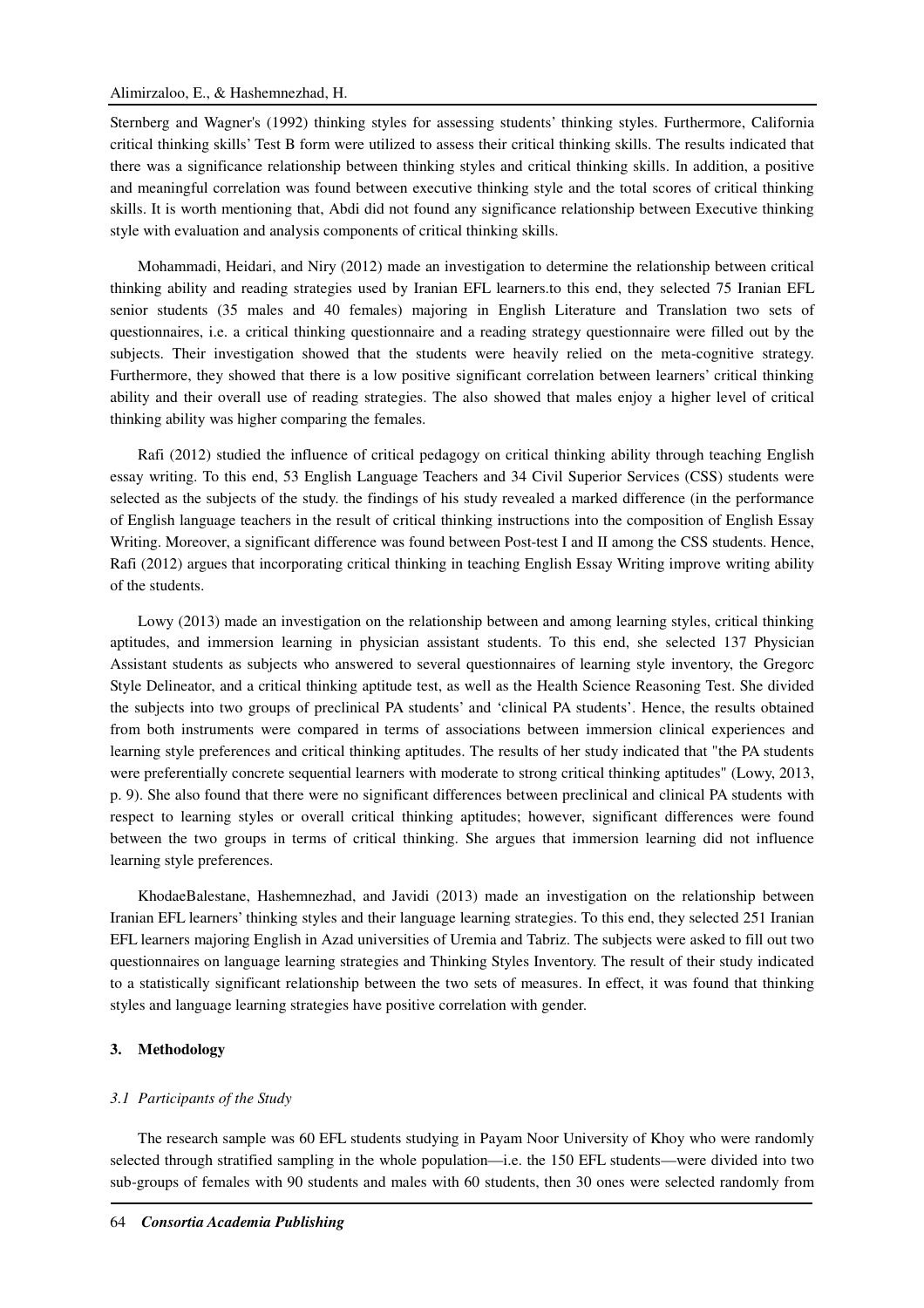Sternberg and Wagner's (1992) thinking styles for assessing students' thinking styles. Furthermore, California critical thinking skills' Test B form were utilized to assess their critical thinking skills. The results indicated that there was a significance relationship between thinking styles and critical thinking skills. In addition, a positive and meaningful correlation was found between executive thinking style and the total scores of critical thinking skills. It is worth mentioning that, Abdi did not found any significance relationship between Executive thinking style with evaluation and analysis components of critical thinking skills.

Mohammadi, Heidari, and Niry (2012) made an investigation to determine the relationship between critical thinking ability and reading strategies used by Iranian EFL learners.to this end, they selected 75 Iranian EFL senior students (35 males and 40 females) majoring in English Literature and Translation two sets of questionnaires, i.e. a critical thinking questionnaire and a reading strategy questionnaire were filled out by the subjects. Their investigation showed that the students were heavily relied on the meta-cognitive strategy. Furthermore, they showed that there is a low positive significant correlation between learners' critical thinking ability and their overall use of reading strategies. The also showed that males enjoy a higher level of critical thinking ability was higher comparing the females.

Rafi (2012) studied the influence of critical pedagogy on critical thinking ability through teaching English essay writing. To this end, 53 English Language Teachers and 34 Civil Superior Services (CSS) students were selected as the subjects of the study. the findings of his study revealed a marked difference (in the performance of English language teachers in the result of critical thinking instructions into the composition of English Essay Writing. Moreover, a significant difference was found between Post-test I and II among the CSS students. Hence, Rafi (2012) argues that incorporating critical thinking in teaching English Essay Writing improve writing ability of the students.

Lowy (2013) made an investigation on the relationship between and among learning styles, critical thinking aptitudes, and immersion learning in physician assistant students. To this end, she selected 137 Physician Assistant students as subjects who answered to several questionnaires of learning style inventory, the Gregorc Style Delineator, and a critical thinking aptitude test, as well as the Health Science Reasoning Test. She divided the subjects into two groups of preclinical PA students' and 'clinical PA students'. Hence, the results obtained from both instruments were compared in terms of associations between immersion clinical experiences and learning style preferences and critical thinking aptitudes. The results of her study indicated that "the PA students were preferentially concrete sequential learners with moderate to strong critical thinking aptitudes" (Lowy, 2013, p. 9). She also found that there were no significant differences between preclinical and clinical PA students with respect to learning styles or overall critical thinking aptitudes; however, significant differences were found between the two groups in terms of critical thinking. She argues that immersion learning did not influence learning style preferences.

KhodaeBalestane, Hashemnezhad, and Javidi (2013) made an investigation on the relationship between Iranian EFL learners' thinking styles and their language learning strategies. To this end, they selected 251 Iranian EFL learners majoring English in Azad universities of Uremia and Tabriz. The subjects were asked to fill out two questionnaires on language learning strategies and Thinking Styles Inventory. The result of their study indicated to a statistically significant relationship between the two sets of measures. In effect, it was found that thinking styles and language learning strategies have positive correlation with gender.

## 3. Methodology

### *3.1 Participants of the Study*

The research sample was 60 EFL students studying in Payam Noor University of Khoy who were randomly selected through stratified sampling in the whole population—i.e. the 150 EFL students—were divided into two sub-groups of females with 90 students and males with 60 students, then 30 ones were selected randomly from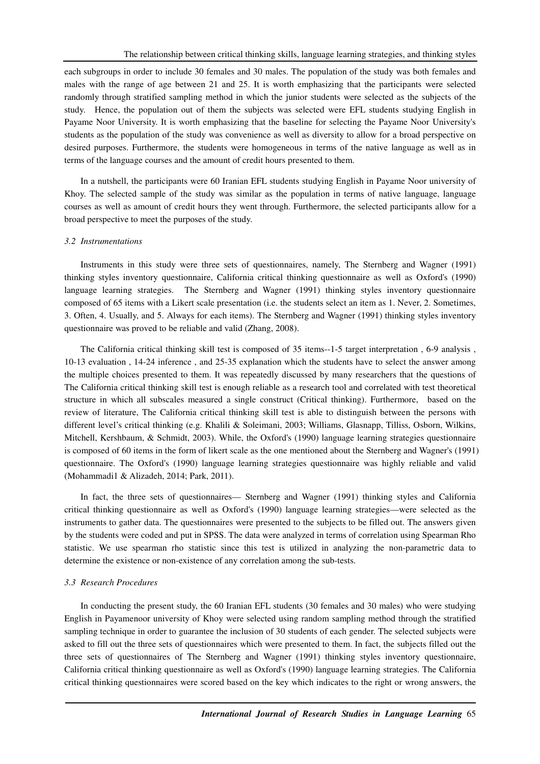each subgroups in order to include 30 females and 30 males. The population of the study was both females and males with the range of age between 21 and 25. It is worth emphasizing that the participants were selected randomly through stratified sampling method in which the junior students were selected as the subjects of the study. Hence, the population out of them the subjects was selected were EFL students studying English in Payame Noor University. It is worth emphasizing that the baseline for selecting the Payame Noor University's students as the population of the study was convenience as well as diversity to allow for a broad perspective on desired purposes. Furthermore, the students were homogeneous in terms of the native language as well as in terms of the language courses and the amount of credit hours presented to them.

In a nutshell, the participants were 60 Iranian EFL students studying English in Payame Noor university of Khoy. The selected sample of the study was similar as the population in terms of native language, language courses as well as amount of credit hours they went through. Furthermore, the selected participants allow for a broad perspective to meet the purposes of the study.

### *3.2 Instrumentations*

Instruments in this study were three sets of questionnaires, namely, The Sternberg and Wagner (1991) thinking styles inventory questionnaire, California critical thinking questionnaire as well as Oxford's (1990) language learning strategies. The Sternberg and Wagner (1991) thinking styles inventory questionnaire composed of 65 items with a Likert scale presentation (i.e. the students select an item as 1. Never, 2. Sometimes, 3. Often, 4. Usually, and 5. Always for each items). The Sternberg and Wagner (1991) thinking styles inventory questionnaire was proved to be reliable and valid (Zhang, 2008).

The California critical thinking skill test is composed of 35 items--1-5 target interpretation , 6-9 analysis , 10-13 evaluation , 14-24 inference , and 25-35 explanation which the students have to select the answer among the multiple choices presented to them. It was repeatedly discussed by many researchers that the questions of The California critical thinking skill test is enough reliable as a research tool and correlated with test theoretical structure in which all subscales measured a single construct (Critical thinking). Furthermore, based on the review of literature, The California critical thinking skill test is able to distinguish between the persons with different level's critical thinking (e.g. Khalili & Soleimani, 2003; Williams, Glasnapp, Tilliss, Osborn, Wilkins, Mitchell, Kershbaum, & Schmidt, 2003). While, the Oxford's (1990) language learning strategies questionnaire is composed of 60 items in the form of likert scale as the one mentioned about the Sternberg and Wagner's (1991) questionnaire. The Oxford's (1990) language learning strategies questionnaire was highly reliable and valid (Mohammadi1 & Alizadeh, 2014; Park, 2011).

In fact, the three sets of questionnaires— Sternberg and Wagner (1991) thinking styles and California critical thinking questionnaire as well as Oxford's (1990) language learning strategies—were selected as the instruments to gather data. The questionnaires were presented to the subjects to be filled out. The answers given by the students were coded and put in SPSS. The data were analyzed in terms of correlation using Spearman Rho statistic. We use spearman rho statistic since this test is utilized in analyzing the non-parametric data to determine the existence or non-existence of any correlation among the sub-tests.

### *3.3 Research Procedures*

In conducting the present study, the 60 Iranian EFL students (30 females and 30 males) who were studying English in Payamenoor university of Khoy were selected using random sampling method through the stratified sampling technique in order to guarantee the inclusion of 30 students of each gender. The selected subjects were asked to fill out the three sets of questionnaires which were presented to them. In fact, the subjects filled out the three sets of questionnaires of The Sternberg and Wagner (1991) thinking styles inventory questionnaire, California critical thinking questionnaire as well as Oxford's (1990) language learning strategies. The California critical thinking questionnaires were scored based on the key which indicates to the right or wrong answers, the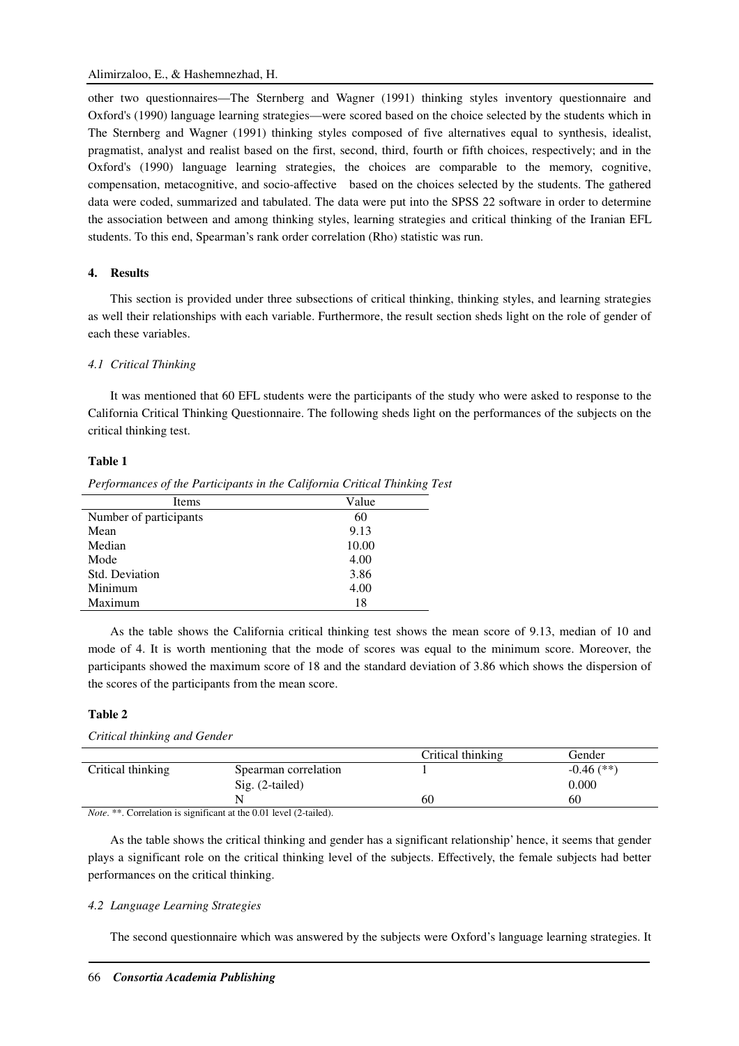other two questionnaires—The Sternberg and Wagner (1991) thinking styles inventory questionnaire and Oxford's (1990) language learning strategies—were scored based on the choice selected by the students which in The Sternberg and Wagner (1991) thinking styles composed of five alternatives equal to synthesis, idealist, pragmatist, analyst and realist based on the first, second, third, fourth or fifth choices, respectively; and in the Oxford's (1990) language learning strategies, the choices are comparable to the memory, cognitive, compensation, metacognitive, and socio-affective based on the choices selected by the students. The gathered data were coded, summarized and tabulated. The data were put into the SPSS 22 software in order to determine the association between and among thinking styles, learning strategies and critical thinking of the Iranian EFL students. To this end, Spearman's rank order correlation (Rho) statistic was run.

## 4. Results

This section is provided under three subsections of critical thinking, thinking styles, and learning strategies as well their relationships with each variable. Furthermore, the result section sheds light on the role of gender of each these variables.

### *4.1 Critical Thinking*

It was mentioned that 60 EFL students were the participants of the study who were asked to response to the California Critical Thinking Questionnaire. The following sheds light on the performances of the subjects on the critical thinking test.

**Table 1**

*Performances of the Participants in the California Critical Thinking Test*

| Items | Value |
|---|---|
| Number of participants | 60 |
| Mean | 9.13 |
| Median | 10.00 |
| Mode | 4.00 |
| Std. Deviation | 3.86 |
| Minimum | 4.00 |
| Maximum | 18 |

As the table shows the California critical thinking test shows the mean score of 9.13, median of 10 and mode of 4. It is worth mentioning that the mode of scores was equal to the minimum score. Moreover, the participants showed the maximum score of 18 and the standard deviation of 3.86 which shows the dispersion of the scores of the participants from the mean score.

**Table 2**

*Critical thinking and Gender*

| | | Critical thinking | Gender |
|---|---|---|---|
| Critical thinking | Spearman correlation | 1 | -0.46 (**) |
| | Sig. (2-tailed) | | 0.000 |
| | N | 60 | 60 |

*Note*. **. Correlation is significant at the 0.01 level (2-tailed).

As the table shows the critical thinking and gender has a significant relationship' hence, it seems that gender plays a significant role on the critical thinking level of the subjects. Effectively, the female subjects had better performances on the critical thinking.

### *4.2 Language Learning Strategies*

The second questionnaire which was answered by the subjects were Oxford's language learning strategies. It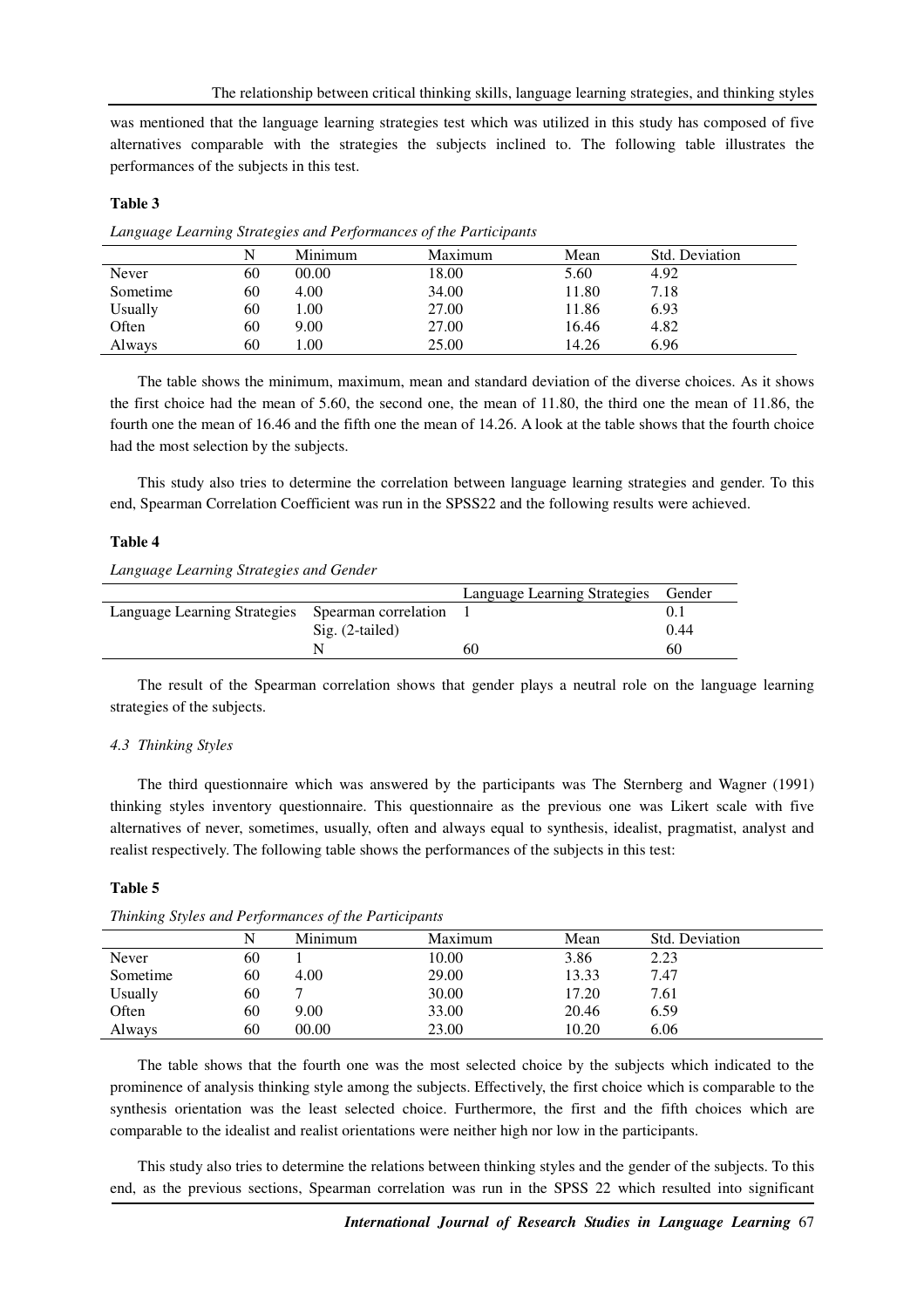was mentioned that the language learning strategies test which was utilized in this study has composed of five alternatives comparable with the strategies the subjects inclined to. The following table illustrates the performances of the subjects in this test.

**Table 3**

*Language Learning Strategies and Performances of the Participants*

| | N | Minimum | Maximum | Mean | Std. Deviation |
|---|---|---|---|---|---|
| Never | 60 | 00.00 | 18.00 | 5.60 | 4.92 |
| Sometime | 60 | 4.00 | 34.00 | 11.80 | 7.18 |
| Usually | 60 | 1.00 | 27.00 | 11.86 | 6.93 |
| Often | 60 | 9.00 | 27.00 | 16.46 | 4.82 |
| Always | 60 | 1.00 | 25.00 | 14.26 | 6.96 |

The table shows the minimum, maximum, mean and standard deviation of the diverse choices. As it shows the first choice had the mean of 5.60, the second one, the mean of 11.80, the third one the mean of 11.86, the fourth one the mean of 16.46 and the fifth one the mean of 14.26. A look at the table shows that the fourth choice had the most selection by the subjects.

This study also tries to determine the correlation between language learning strategies and gender. To this end, Spearman Correlation Coefficient was run in the SPSS22 and the following results were achieved.

**Table 4**

*Language Learning Strategies and Gender*

| | | Language Learning Strategies | Gender |
|---|---|---|---|
| Language Learning Strategies | Spearman correlation | 1 | 0.1 |
| | Sig. (2-tailed) | | 0.44 |
| | N | 60 | 60 |

The result of the Spearman correlation shows that gender plays a neutral role on the language learning strategies of the subjects.

*4.3 Thinking Styles*

The third questionnaire which was answered by the participants was The Sternberg and Wagner (1991) thinking styles inventory questionnaire. This questionnaire as the previous one was Likert scale with five alternatives of never, sometimes, usually, often and always equal to synthesis, idealist, pragmatist, analyst and realist respectively. The following table shows the performances of the subjects in this test:

**Table 5**

*Thinking Styles and Performances of the Participants*

| | N | Minimum | Maximum | Mean | Std. Deviation |
|---|---|---|---|---|---|
| Never | 60 | 1 | 10.00 | 3.86 | 2.23 |
| Sometime | 60 | 4.00 | 29.00 | 13.33 | 7.47 |
| Usually | 60 | 7 | 30.00 | 17.20 | 7.61 |
| Often | 60 | 9.00 | 33.00 | 20.46 | 6.59 |
| Always | 60 | 00.00 | 23.00 | 10.20 | 6.06 |

The table shows that the fourth one was the most selected choice by the subjects which indicated to the prominence of analysis thinking style among the subjects. Effectively, the first choice which is comparable to the synthesis orientation was the least selected choice. Furthermore, the first and the fifth choices which are comparable to the idealist and realist orientations were neither high nor low in the participants.

This study also tries to determine the relations between thinking styles and the gender of the subjects. To this end, as the previous sections, Spearman correlation was run in the SPSS 22 which resulted into significant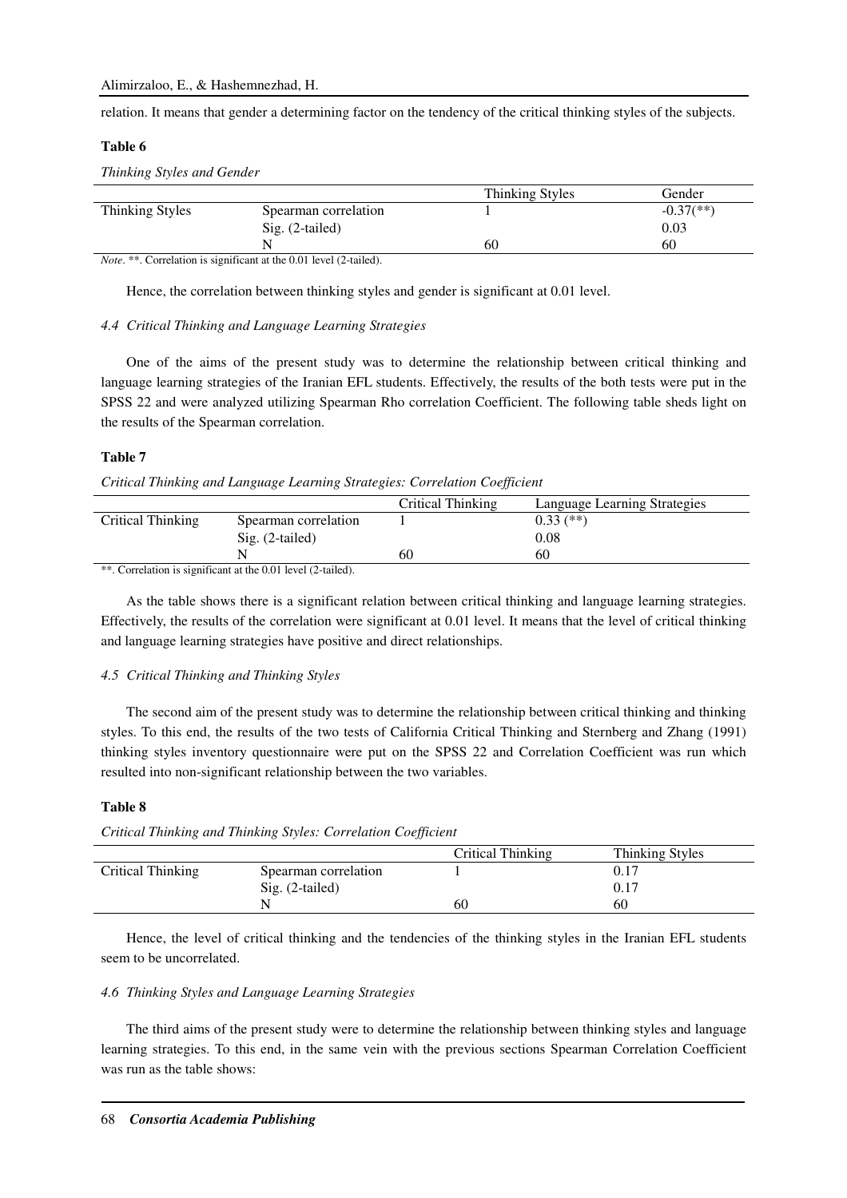relation. It means that gender a determining factor on the tendency of the critical thinking styles of the subjects.

**Table 6**

*Thinking Styles and Gender*

| | | Thinking Styles | Gender |
|---|---|---|---|
| Thinking Styles | Spearman correlation | 1 | -0.37(**) |
| | Sig. (2-tailed) | | 0.03 |
| | N | 60 | 60 |

*Note*. **. Correlation is significant at the 0.01 level (2-tailed).

Hence, the correlation between thinking styles and gender is significant at 0.01 level.

### *4.4 Critical Thinking and Language Learning Strategies*

One of the aims of the present study was to determine the relationship between critical thinking and language learning strategies of the Iranian EFL students. Effectively, the results of the both tests were put in the SPSS 22 and were analyzed utilizing Spearman Rho correlation Coefficient. The following table sheds light on the results of the Spearman correlation.

**Table 7**

*Critical Thinking and Language Learning Strategies: Correlation Coefficient*

| | | Critical Thinking | Language Learning Strategies |
|---|---|---|---|
| Critical Thinking | Spearman correlation | 1 | 0.33 (**) |
| | Sig. (2-tailed) | | 0.08 |
| | N | 60 | 60 |

**. Correlation is significant at the 0.01 level (2-tailed).

As the table shows there is a significant relation between critical thinking and language learning strategies. Effectively, the results of the correlation were significant at 0.01 level. It means that the level of critical thinking and language learning strategies have positive and direct relationships.

### *4.5 Critical Thinking and Thinking Styles*

The second aim of the present study was to determine the relationship between critical thinking and thinking styles. To this end, the results of the two tests of California Critical Thinking and Sternberg and Zhang (1991) thinking styles inventory questionnaire were put on the SPSS 22 and Correlation Coefficient was run which resulted into non-significant relationship between the two variables.

**Table 8**

*Critical Thinking and Thinking Styles: Correlation Coefficient*

| | | Critical Thinking | Thinking Styles |
|---|---|---|---|
| Critical Thinking | Spearman correlation | 1 | 0.17 |
| | Sig. (2-tailed) | | 0.17 |
| | N | 60 | 60 |

Hence, the level of critical thinking and the tendencies of the thinking styles in the Iranian EFL students seem to be uncorrelated.

### *4.6 Thinking Styles and Language Learning Strategies*

The third aims of the present study were to determine the relationship between thinking styles and language learning strategies. To this end, in the same vein with the previous sections Spearman Correlation Coefficient was run as the table shows: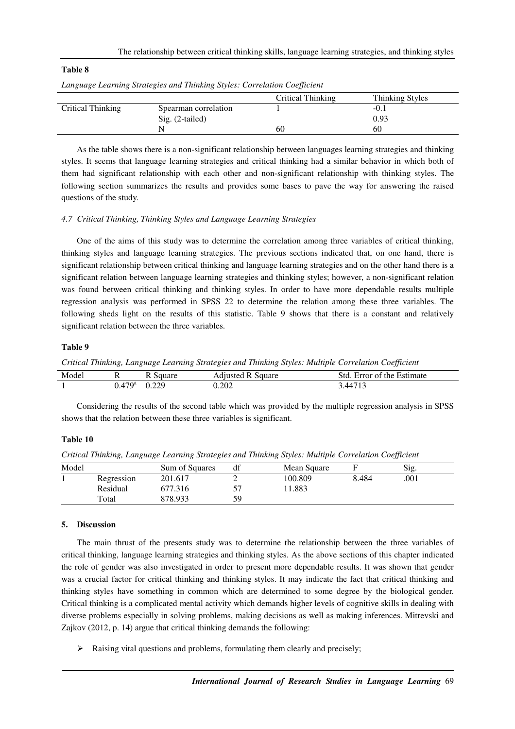**Table 8**

*Language Learning Strategies and Thinking Styles: Correlation Coefficient*

| | | Critical Thinking | Thinking Styles |
|---|---|---|---|
| Critical Thinking | Spearman correlation | 1 | -0.1 |
| | Sig. (2-tailed) | | 0.93 |
| | N | 60 | 60 |

As the table shows there is a non-significant relationship between languages learning strategies and thinking styles. It seems that language learning strategies and critical thinking had a similar behavior in which both of them had significant relationship with each other and non-significant relationship with thinking styles. The following section summarizes the results and provides some bases to pave the way for answering the raised questions of the study.

### *4.7 Critical Thinking, Thinking Styles and Language Learning Strategies*

One of the aims of this study was to determine the correlation among three variables of critical thinking, thinking styles and language learning strategies. The previous sections indicated that, on one hand, there is significant relationship between critical thinking and language learning strategies and on the other hand there is a significant relation between language learning strategies and thinking styles; however, a non-significant relation was found between critical thinking and thinking styles. In order to have more dependable results multiple regression analysis was performed in SPSS 22 to determine the relation among these three variables. The following sheds light on the results of this statistic. Table 9 shows that there is a constant and relatively significant relation between the three variables.

**Table 9**

*Critical Thinking, Language Learning Strategies and Thinking Styles: Multiple Correlation Coefficient*

| Model | R | R Square | Adjusted R Square | Std. Error of the Estimate |
|---|---|---|---|---|
| 1 | 0.479[a] | 0.229 | 0.202 | 3.44713 |

Considering the results of the second table which was provided by the multiple regression analysis in SPSS shows that the relation between these three variables is significant.

**Table 10**

*Critical Thinking, Language Learning Strategies and Thinking Styles: Multiple Correlation Coefficient*

| Model | | Sum of Squares | df | Mean Square | F | Sig. |
|---|---|---|---|---|---|---|
| 1 | Regression | 201.617 | 2 | 100.809 | 8.484 | .001 |
| | Residual | 677.316 | 57 | 11.883 | | |
| | Total | 878.933 | 59 | | | |

## 5. Discussion

The main thrust of the presents study was to determine the relationship between the three variables of critical thinking, language learning strategies and thinking styles. As the above sections of this chapter indicated the role of gender was also investigated in order to present more dependable results. It was shown that gender was a crucial factor for critical thinking and thinking styles. It may indicate the fact that critical thinking and thinking styles have something in common which are determined to some degree by the biological gender. Critical thinking is a complicated mental activity which demands higher levels of cognitive skills in dealing with diverse problems especially in solving problems, making decisions as well as making inferences. Mitrevski and Zajkov (2012, p. 14) argue that critical thinking demands the following:

- Raising vital questions and problems, formulating them clearly and precisely;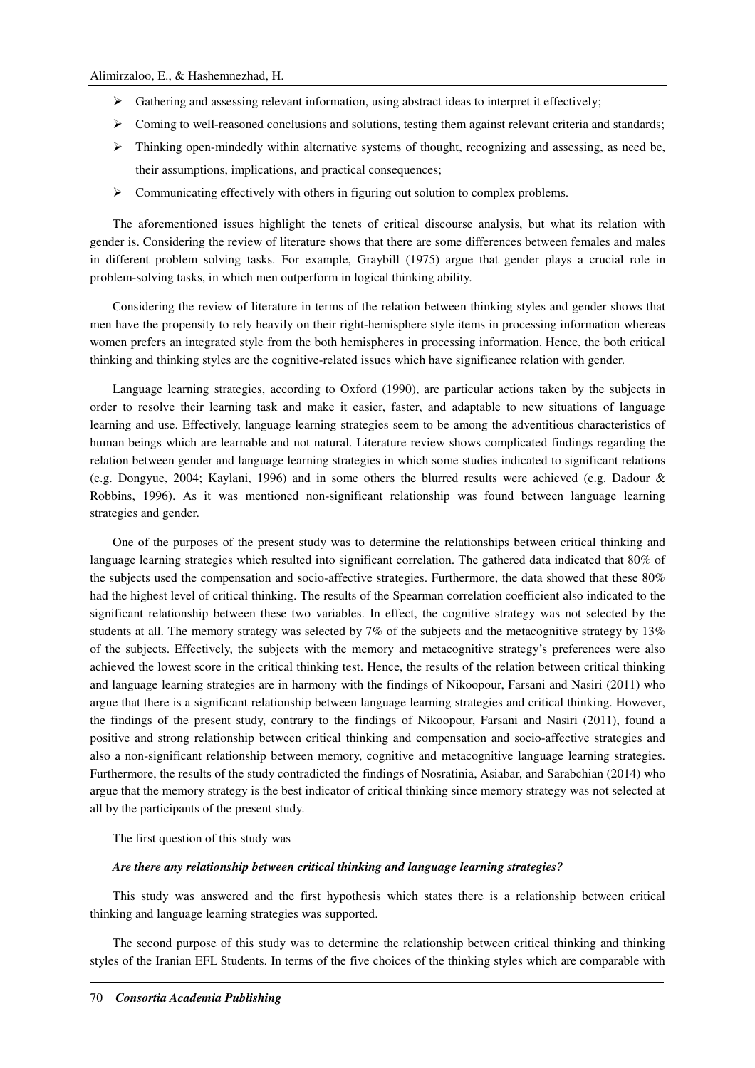- Gathering and assessing relevant information, using abstract ideas to interpret it effectively;
- Coming to well-reasoned conclusions and solutions, testing them against relevant criteria and standards;
- Thinking open-mindedly within alternative systems of thought, recognizing and assessing, as need be, their assumptions, implications, and practical consequences;
- Communicating effectively with others in figuring out solution to complex problems.

The aforementioned issues highlight the tenets of critical discourse analysis, but what its relation with gender is. Considering the review of literature shows that there are some differences between females and males in different problem solving tasks. For example, Graybill (1975) argue that gender plays a crucial role in problem-solving tasks, in which men outperform in logical thinking ability.

Considering the review of literature in terms of the relation between thinking styles and gender shows that men have the propensity to rely heavily on their right-hemisphere style items in processing information whereas women prefers an integrated style from the both hemispheres in processing information. Hence, the both critical thinking and thinking styles are the cognitive-related issues which have significance relation with gender.

Language learning strategies, according to Oxford (1990), are particular actions taken by the subjects in order to resolve their learning task and make it easier, faster, and adaptable to new situations of language learning and use. Effectively, language learning strategies seem to be among the adventitious characteristics of human beings which are learnable and not natural. Literature review shows complicated findings regarding the relation between gender and language learning strategies in which some studies indicated to significant relations (e.g. Dongyue, 2004; Kaylani, 1996) and in some others the blurred results were achieved (e.g. Dadour & Robbins, 1996). As it was mentioned non-significant relationship was found between language learning strategies and gender.

One of the purposes of the present study was to determine the relationships between critical thinking and language learning strategies which resulted into significant correlation. The gathered data indicated that 80% of the subjects used the compensation and socio-affective strategies. Furthermore, the data showed that these 80% had the highest level of critical thinking. The results of the Spearman correlation coefficient also indicated to the significant relationship between these two variables. In effect, the cognitive strategy was not selected by the students at all. The memory strategy was selected by 7% of the subjects and the metacognitive strategy by 13% of the subjects. Effectively, the subjects with the memory and metacognitive strategy's preferences were also achieved the lowest score in the critical thinking test. Hence, the results of the relation between critical thinking and language learning strategies are in harmony with the findings of Nikoopour, Farsani and Nasiri (2011) who argue that there is a significant relationship between language learning strategies and critical thinking. However, the findings of the present study, contrary to the findings of Nikoopour, Farsani and Nasiri (2011), found a positive and strong relationship between critical thinking and compensation and socio-affective strategies and also a non-significant relationship between memory, cognitive and metacognitive language learning strategies. Furthermore, the results of the study contradicted the findings of Nosratinia, Asiabar, and Sarabchian (2014) who argue that the memory strategy is the best indicator of critical thinking since memory strategy was not selected at all by the participants of the present study.

The first question of this study was

***Are there any relationship between critical thinking and language learning strategies?***

This study was answered and the first hypothesis which states there is a relationship between critical thinking and language learning strategies was supported.

The second purpose of this study was to determine the relationship between critical thinking and thinking styles of the Iranian EFL Students. In terms of the five choices of the thinking styles which are comparable with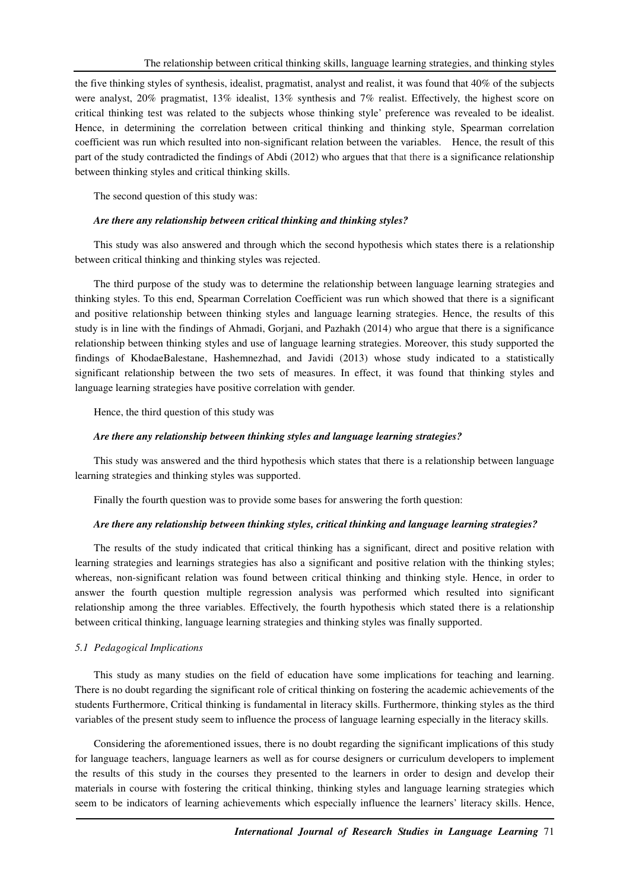the five thinking styles of synthesis, idealist, pragmatist, analyst and realist, it was found that 40% of the subjects were analyst, 20% pragmatist, 13% idealist, 13% synthesis and 7% realist. Effectively, the highest score on critical thinking test was related to the subjects whose thinking style' preference was revealed to be idealist. Hence, in determining the correlation between critical thinking and thinking style, Spearman correlation coefficient was run which resulted into non-significant relation between the variables. Hence, the result of this part of the study contradicted the findings of Abdi (2012) who argues that that there is a significance relationship between thinking styles and critical thinking skills.

The second question of this study was:

***Are there any relationship between critical thinking and thinking styles?***

This study was also answered and through which the second hypothesis which states there is a relationship between critical thinking and thinking styles was rejected.

The third purpose of the study was to determine the relationship between language learning strategies and thinking styles. To this end, Spearman Correlation Coefficient was run which showed that there is a significant and positive relationship between thinking styles and language learning strategies. Hence, the results of this study is in line with the findings of Ahmadi, Gorjani, and Pazhakh (2014) who argue that there is a significance relationship between thinking styles and use of language learning strategies. Moreover, this study supported the findings of KhodaeBalestane, Hashemnezhad, and Javidi (2013) whose study indicated to a statistically significant relationship between the two sets of measures. In effect, it was found that thinking styles and language learning strategies have positive correlation with gender.

Hence, the third question of this study was

***Are there any relationship between thinking styles and language learning strategies?***

This study was answered and the third hypothesis which states that there is a relationship between language learning strategies and thinking styles was supported.

Finally the fourth question was to provide some bases for answering the forth question:

***Are there any relationship between thinking styles, critical thinking and language learning strategies?***

The results of the study indicated that critical thinking has a significant, direct and positive relation with learning strategies and learnings strategies has also a significant and positive relation with the thinking styles; whereas, non-significant relation was found between critical thinking and thinking style. Hence, in order to answer the fourth question multiple regression analysis was performed which resulted into significant relationship among the three variables. Effectively, the fourth hypothesis which stated there is a relationship between critical thinking, language learning strategies and thinking styles was finally supported.

### *5.1 Pedagogical Implications*

This study as many studies on the field of education have some implications for teaching and learning. There is no doubt regarding the significant role of critical thinking on fostering the academic achievements of the students Furthermore, Critical thinking is fundamental in literacy skills. Furthermore, thinking styles as the third variables of the present study seem to influence the process of language learning especially in the literacy skills.

Considering the aforementioned issues, there is no doubt regarding the significant implications of this study for language teachers, language learners as well as for course designers or curriculum developers to implement the results of this study in the courses they presented to the learners in order to design and develop their materials in course with fostering the critical thinking, thinking styles and language learning strategies which seem to be indicators of learning achievements which especially influence the learners' literacy skills. Hence,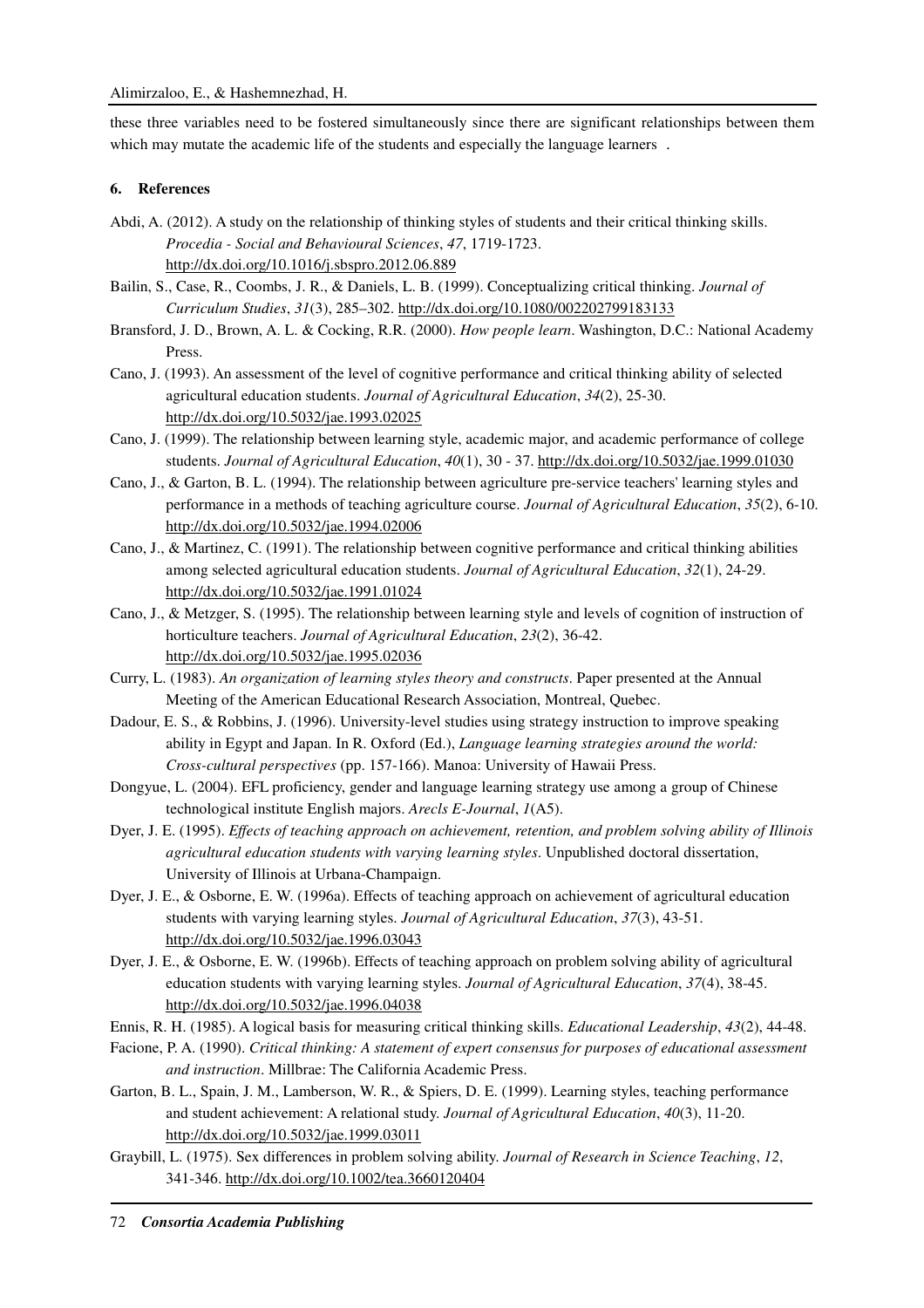these three variables need to be fostered simultaneously since there are significant relationships between them which may mutate the academic life of the students and especially the language learners .

## 6. References

Abdi, A. (2012). A study on the relationship of thinking styles of students and their critical thinking skills. *Procedia - Social and Behavioural Sciences*, *47*, 1719-1723. http://dx.doi.org/10.1016/j.sbspro.2012.06.889

Bailin, S., Case, R., Coombs, J. R., & Daniels, L. B. (1999). Conceptualizing critical thinking. *Journal of Curriculum Studies*, *31*(3), 285–302. http://dx.doi.org/10.1080/002202799183133

Bransford, J. D., Brown, A. L. & Cocking, R.R. (2000). *How people learn*. Washington, D.C.: National Academy Press.

Cano, J. (1993). An assessment of the level of cognitive performance and critical thinking ability of selected agricultural education students. *Journal of Agricultural Education*, *34*(2), 25-30. http://dx.doi.org/10.5032/jae.1993.02025

Cano, J. (1999). The relationship between learning style, academic major, and academic performance of college students. *Journal of Agricultural Education*, *40*(1), 30 - 37. http://dx.doi.org/10.5032/jae.1999.01030

Cano, J., & Garton, B. L. (1994). The relationship between agriculture pre-service teachers' learning styles and performance in a methods of teaching agriculture course. *Journal of Agricultural Education*, *35*(2), 6-10. http://dx.doi.org/10.5032/jae.1994.02006

Cano, J., & Martinez, C. (1991). The relationship between cognitive performance and critical thinking abilities among selected agricultural education students. *Journal of Agricultural Education*, *32*(1), 24-29. http://dx.doi.org/10.5032/jae.1991.01024

Cano, J., & Metzger, S. (1995). The relationship between learning style and levels of cognition of instruction of horticulture teachers. *Journal of Agricultural Education*, *23*(2), 36-42. http://dx.doi.org/10.5032/jae.1995.02036

Curry, L. (1983). *An organization of learning styles theory and constructs*. Paper presented at the Annual Meeting of the American Educational Research Association, Montreal, Quebec.

Dadour, E. S., & Robbins, J. (1996). University-level studies using strategy instruction to improve speaking ability in Egypt and Japan. In R. Oxford (Ed.), *Language learning strategies around the world: Cross-cultural perspectives* (pp. 157-166). Manoa: University of Hawaii Press.

Dongyue, L. (2004). EFL proficiency, gender and language learning strategy use among a group of Chinese technological institute English majors. *Arecls E-Journal*, *1*(A5).

Dyer, J. E. (1995). *Effects of teaching approach on achievement, retention, and problem solving ability of Illinois agricultural education students with varying learning styles*. Unpublished doctoral dissertation, University of Illinois at Urbana-Champaign.

Dyer, J. E., & Osborne, E. W. (1996a). Effects of teaching approach on achievement of agricultural education students with varying learning styles. *Journal of Agricultural Education*, *37*(3), 43-51. http://dx.doi.org/10.5032/jae.1996.03043

Dyer, J. E., & Osborne, E. W. (1996b). Effects of teaching approach on problem solving ability of agricultural education students with varying learning styles. *Journal of Agricultural Education*, *37*(4), 38-45. http://dx.doi.org/10.5032/jae.1996.04038

Ennis, R. H. (1985). A logical basis for measuring critical thinking skills. *Educational Leadership*, *43*(2), 44-48.

Facione, P. A. (1990). *Critical thinking: A statement of expert consensus for purposes of educational assessment and instruction*. Millbrae: The California Academic Press.

Garton, B. L., Spain, J. M., Lamberson, W. R., & Spiers, D. E. (1999). Learning styles, teaching performance and student achievement: A relational study. *Journal of Agricultural Education*, *40*(3), 11-20. http://dx.doi.org/10.5032/jae.1999.03011

Graybill, L. (1975). Sex differences in problem solving ability. *Journal of Research in Science Teaching*, *12*, 341-346. http://dx.doi.org/10.1002/tea.3660120404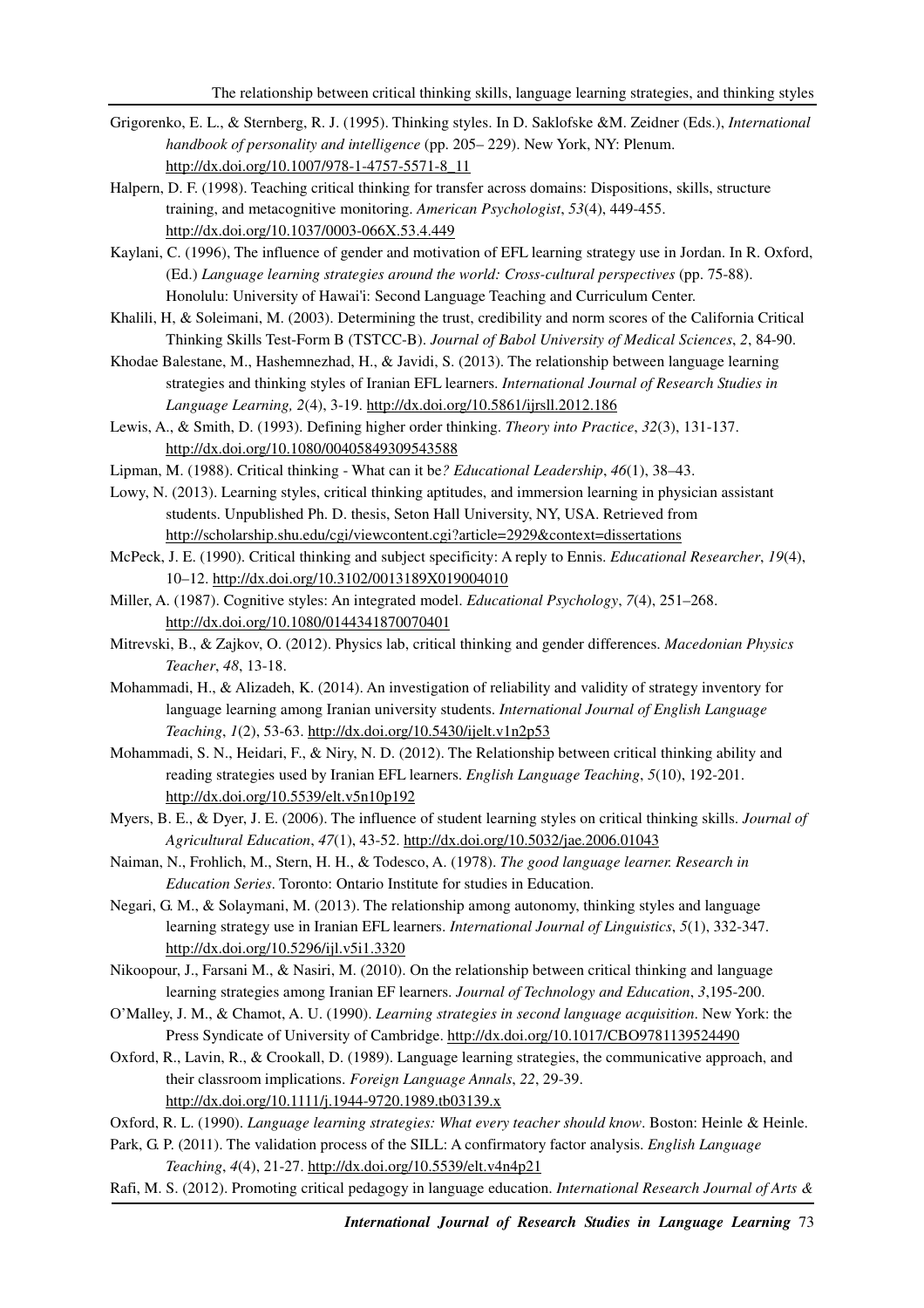Grigorenko, E. L., & Sternberg, R. J. (1995). Thinking styles. In D. Saklofske &M. Zeidner (Eds.), *International handbook of personality and intelligence* (pp. 205– 229). New York, NY: Plenum. http://dx.doi.org/10.1007/978-1-4757-5571-8_11

Halpern, D. F. (1998). Teaching critical thinking for transfer across domains: Dispositions, skills, structure training, and metacognitive monitoring. *American Psychologist*, *53*(4), 449-455. http://dx.doi.org/10.1037/0003-066X.53.4.449

Kaylani, C. (1996), The influence of gender and motivation of EFL learning strategy use in Jordan. In R. Oxford, (Ed.) *Language learning strategies around the world: Cross-cultural perspectives* (pp. 75-88). Honolulu: University of Hawai'i: Second Language Teaching and Curriculum Center.

Khalili, H, & Soleimani, M. (2003). Determining the trust, credibility and norm scores of the California Critical Thinking Skills Test-Form B (TSTCC-B). *Journal of Babol University of Medical Sciences*, *2*, 84-90.

Khodae Balestane, M., Hashemnezhad, H., & Javidi, S. (2013). The relationship between language learning strategies and thinking styles of Iranian EFL learners. *International Journal of Research Studies in Language Learning, 2*(4), 3-19. http://dx.doi.org/10.5861/ijrsll.2012.186

Lewis, A., & Smith, D. (1993). Defining higher order thinking. *Theory into Practice*, *32*(3), 131-137. http://dx.doi.org/10.1080/00405849309543588

Lipman, M. (1988). Critical thinking - What can it be*? Educational Leadership*, *46*(1), 38–43.

Lowy, N. (2013). Learning styles, critical thinking aptitudes, and immersion learning in physician assistant students. Unpublished Ph. D. thesis, Seton Hall University, NY, USA. Retrieved from http://scholarship.shu.edu/cgi/viewcontent.cgi?article=2929&context=dissertations

McPeck, J. E. (1990). Critical thinking and subject specificity: A reply to Ennis. *Educational Researcher*, *19*(4), 10–12. http://dx.doi.org/10.3102/0013189X019004010

Miller, A. (1987). Cognitive styles: An integrated model. *Educational Psychology*, *7*(4), 251–268. http://dx.doi.org/10.1080/0144341870070401

Mitrevski, B., & Zajkov, O. (2012). Physics lab, critical thinking and gender differences. *Macedonian Physics Teacher*, *48*, 13-18.

Mohammadi, H., & Alizadeh, K. (2014). An investigation of reliability and validity of strategy inventory for language learning among Iranian university students. *International Journal of English Language Teaching*, *1*(2), 53-63. http://dx.doi.org/10.5430/ijelt.v1n2p53

Mohammadi, S. N., Heidari, F., & Niry, N. D. (2012). The Relationship between critical thinking ability and reading strategies used by Iranian EFL learners. *English Language Teaching*, *5*(10), 192-201. http://dx.doi.org/10.5539/elt.v5n10p192

Myers, B. E., & Dyer, J. E. (2006). The influence of student learning styles on critical thinking skills. *Journal of Agricultural Education*, *47*(1), 43-52. http://dx.doi.org/10.5032/jae.2006.01043

Naiman, N., Frohlich, M., Stern, H. H., & Todesco, A. (1978). *The good language learner. Research in Education Series*. Toronto: Ontario Institute for studies in Education.

Negari, G. M., & Solaymani, M. (2013). The relationship among autonomy, thinking styles and language learning strategy use in Iranian EFL learners. *International Journal of Linguistics*, *5*(1), 332-347. http://dx.doi.org/10.5296/ijl.v5i1.3320

Nikoopour, J., Farsani M., & Nasiri, M. (2010). On the relationship between critical thinking and language learning strategies among Iranian EF learners. *Journal of Technology and Education*, *3*,195-200.

O'Malley, J. M., & Chamot, A. U. (1990). *Learning strategies in second language acquisition*. New York: the Press Syndicate of University of Cambridge. http://dx.doi.org/10.1017/CBO9781139524490

Oxford, R., Lavin, R., & Crookall, D. (1989). Language learning strategies, the communicative approach, and their classroom implications. *Foreign Language Annals*, *22*, 29-39. http://dx.doi.org/10.1111/j.1944-9720.1989.tb03139.x

Oxford, R. L. (1990). *Language learning strategies: What every teacher should know*. Boston: Heinle & Heinle.

Park, G. P. (2011). The validation process of the SILL: A confirmatory factor analysis. *English Language Teaching*, *4*(4), 21-27. http://dx.doi.org/10.5539/elt.v4n4p21

Rafi, M. S. (2012). Promoting critical pedagogy in language education. *International Research Journal of Arts &*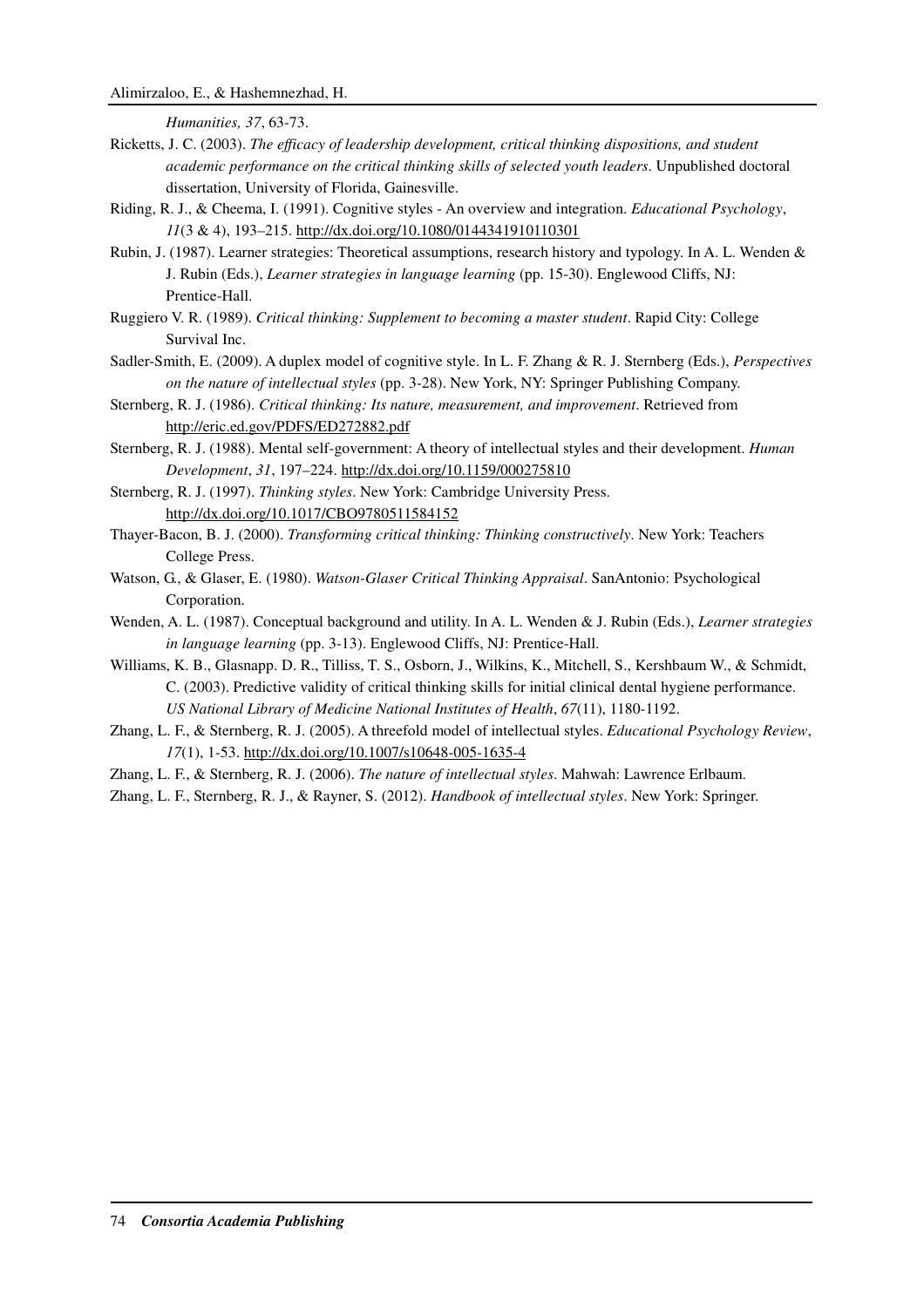*Humanities, 37*, 63-73.

Ricketts, J. C. (2003). *The efficacy of leadership development, critical thinking dispositions, and student academic performance on the critical thinking skills of selected youth leaders*. Unpublished doctoral dissertation, University of Florida, Gainesville.

Riding, R. J., & Cheema, I. (1991). Cognitive styles - An overview and integration. *Educational Psychology*, *11*(3 & 4), 193–215. http://dx.doi.org/10.1080/0144341910110301

Rubin, J. (1987). Learner strategies: Theoretical assumptions, research history and typology. In A. L. Wenden & J. Rubin (Eds.), *Learner strategies in language learning* (pp. 15-30). Englewood Cliffs, NJ: Prentice-Hall.

Ruggiero V. R. (1989). *Critical thinking: Supplement to becoming a master student*. Rapid City: College Survival Inc.

Sadler-Smith, E. (2009). A duplex model of cognitive style. In L. F. Zhang & R. J. Sternberg (Eds.), *Perspectives on the nature of intellectual styles* (pp. 3-28). New York, NY: Springer Publishing Company.

Sternberg, R. J. (1986). *Critical thinking: Its nature, measurement, and improvement*. Retrieved from http://eric.ed.gov/PDFS/ED272882.pdf

Sternberg, R. J. (1988). Mental self-government: A theory of intellectual styles and their development. *Human Development*, *31*, 197–224. http://dx.doi.org/10.1159/000275810

Sternberg, R. J. (1997). *Thinking styles*. New York: Cambridge University Press. http://dx.doi.org/10.1017/CBO9780511584152

Thayer-Bacon, B. J. (2000). *Transforming critical thinking: Thinking constructively*. New York: Teachers College Press.

Watson, G., & Glaser, E. (1980). *Watson-Glaser Critical Thinking Appraisal*. SanAntonio: Psychological Corporation.

Wenden, A. L. (1987). Conceptual background and utility. In A. L. Wenden & J. Rubin (Eds.), *Learner strategies in language learning* (pp. 3-13). Englewood Cliffs, NJ: Prentice-Hall.

Williams, K. B., Glasnapp. D. R., Tilliss, T. S., Osborn, J., Wilkins, K., Mitchell, S., Kershbaum W., & Schmidt, C. (2003). Predictive validity of critical thinking skills for initial clinical dental hygiene performance. *US National Library of Medicine National Institutes of Health*, *67*(11), 1180-1192.

Zhang, L. F., & Sternberg, R. J. (2005). A threefold model of intellectual styles. *Educational Psychology Review*, *17*(1), 1-53. http://dx.doi.org/10.1007/s10648-005-1635-4

Zhang, L. F., & Sternberg, R. J. (2006). *The nature of intellectual styles*. Mahwah: Lawrence Erlbaum.

Zhang, L. F., Sternberg, R. J., & Rayner, S. (2012). *Handbook of intellectual styles*. New York: Springer.